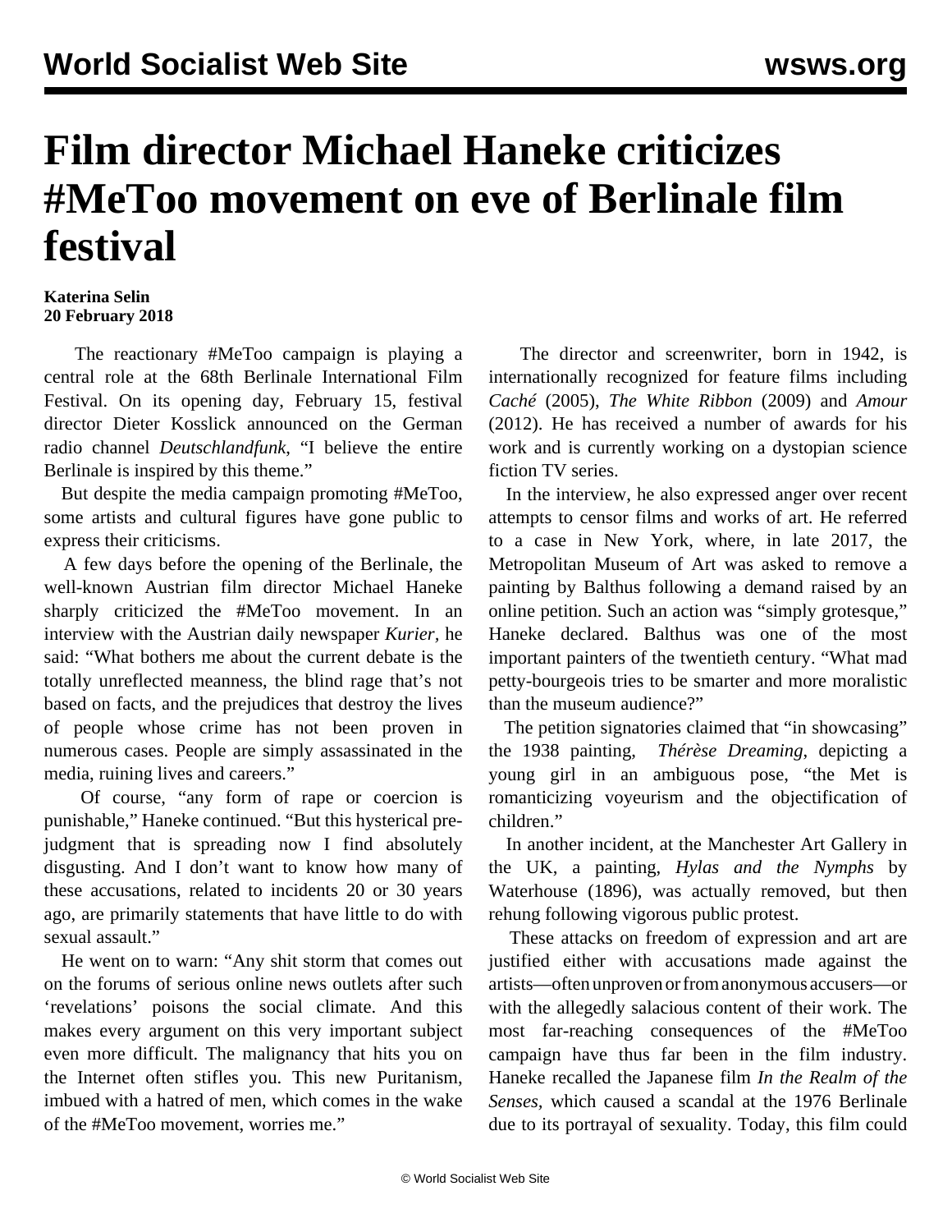# Film director Michael Haneke criticizes #MeToo movement on eve of Berlinale film festival

**Katerina Selin**
**20 February 2018**

The reactionary #MeToo campaign is playing a central role at the 68th Berlinale International Film Festival. On its opening day, February 15, festival director Dieter Kosslick announced on the German radio channel *Deutschlandfunk*, "I believe the entire Berlinale is inspired by this theme."

But despite the media campaign promoting #MeToo, some artists and cultural figures have gone public to express their criticisms.

A few days before the opening of the Berlinale, the well-known Austrian film director Michael Haneke sharply criticized the #MeToo movement. In an interview with the Austrian daily newspaper *Kurier*, he said: "What bothers me about the current debate is the totally unreflected meanness, the blind rage that's not based on facts, and the prejudices that destroy the lives of people whose crime has not been proven in numerous cases. People are simply assassinated in the media, ruining lives and careers."

Of course, "any form of rape or coercion is punishable," Haneke continued. "But this hysterical pre-judgment that is spreading now I find absolutely disgusting. And I don't want to know how many of these accusations, related to incidents 20 or 30 years ago, are primarily statements that have little to do with sexual assault."

He went on to warn: "Any shit storm that comes out on the forums of serious online news outlets after such 'revelations' poisons the social climate. And this makes every argument on this very important subject even more difficult. The malignancy that hits you on the Internet often stifles you. This new Puritanism, imbued with a hatred of men, which comes in the wake of the #MeToo movement, worries me."

The director and screenwriter, born in 1942, is internationally recognized for feature films including *Caché* (2005), *The White Ribbon* (2009) and *Amour* (2012). He has received a number of awards for his work and is currently working on a dystopian science fiction TV series.

In the interview, he also expressed anger over recent attempts to censor films and works of art. He referred to a case in New York, where, in late 2017, the Metropolitan Museum of Art was asked to remove a painting by Balthus following a demand raised by an online petition. Such an action was "simply grotesque," Haneke declared. Balthus was one of the most important painters of the twentieth century. "What mad petty-bourgeois tries to be smarter and more moralistic than the museum audience?"

The petition signatories claimed that "in showcasing" the 1938 painting, *Thérèse Dreaming*, depicting a young girl in an ambiguous pose, "the Met is romanticizing voyeurism and the objectification of children."

In another incident, at the Manchester Art Gallery in the UK, a painting, *Hylas and the Nymphs* by Waterhouse (1896), was actually removed, but then rehung following vigorous public protest.

These attacks on freedom of expression and art are justified either with accusations made against the artists—often unproven or from anonymous accusers—or with the allegedly salacious content of their work. The most far-reaching consequences of the #MeToo campaign have thus far been in the film industry. Haneke recalled the Japanese film *In the Realm of the Senses,* which caused a scandal at the 1976 Berlinale due to its portrayal of sexuality. Today, this film could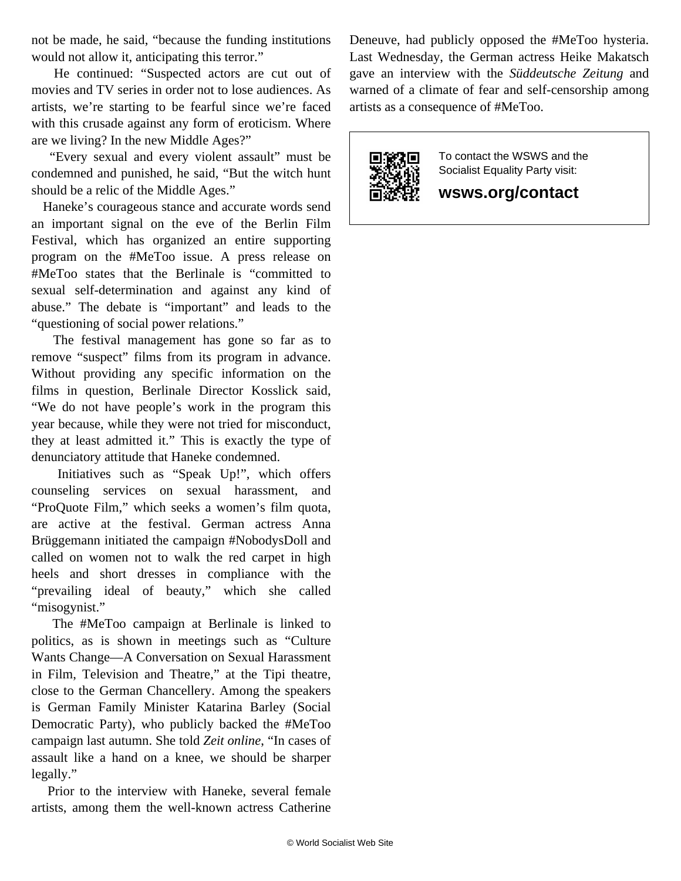not be made, he said, “because the funding institutions would not allow it, anticipating this terror.”

He continued: “Suspected actors are cut out of movies and TV series in order not to lose audiences. As artists, we’re starting to be fearful since we’re faced with this crusade against any form of eroticism. Where are we living? In the new Middle Ages?”

“Every sexual and every violent assault” must be condemned and punished, he said, “But the witch hunt should be a relic of the Middle Ages.”

Haneke’s courageous stance and accurate words send an important signal on the eve of the Berlin Film Festival, which has organized an entire supporting program on the #MeToo issue. A press release on #MeToo states that the Berlinale is “committed to sexual self-determination and against any kind of abuse.” The debate is “important” and leads to the “questioning of social power relations.”

The festival management has gone so far as to remove “suspect” films from its program in advance. Without providing any specific information on the films in question, Berlinale Director Kosslick said, “We do not have people’s work in the program this year because, while they were not tried for misconduct, they at least admitted it.” This is exactly the type of denunciatory attitude that Haneke condemned.

Initiatives such as “Speak Up!”, which offers counseling services on sexual harassment, and “ProQuote Film,” which seeks a women’s film quota, are active at the festival. German actress Anna Brüggemann initiated the campaign #NobodysDoll and called on women not to walk the red carpet in high heels and short dresses in compliance with the “prevailing ideal of beauty,” which she called “misogynist.”

The #MeToo campaign at Berlinale is linked to politics, as is shown in meetings such as “Culture Wants Change—A Conversation on Sexual Harassment in Film, Television and Theatre,” at the Tipi theatre, close to the German Chancellery. Among the speakers is German Family Minister Katarina Barley (Social Democratic Party), who publicly backed the #MeToo campaign last autumn. She told *Zeit online*, “In cases of assault like a hand on a knee, we should be sharper legally.”

Prior to the interview with Haneke, several female artists, among them the well-known actress Catherine Deneuve, had publicly opposed the #MeToo hysteria. Last Wednesday, the German actress Heike Makatsch gave an interview with the *Süddeutsche Zeitung* and warned of a climate of fear and self-censorship among artists as a consequence of #MeToo.

To contact the WSWS and the Socialist Equality Party visit:

**wsws.org/contact**